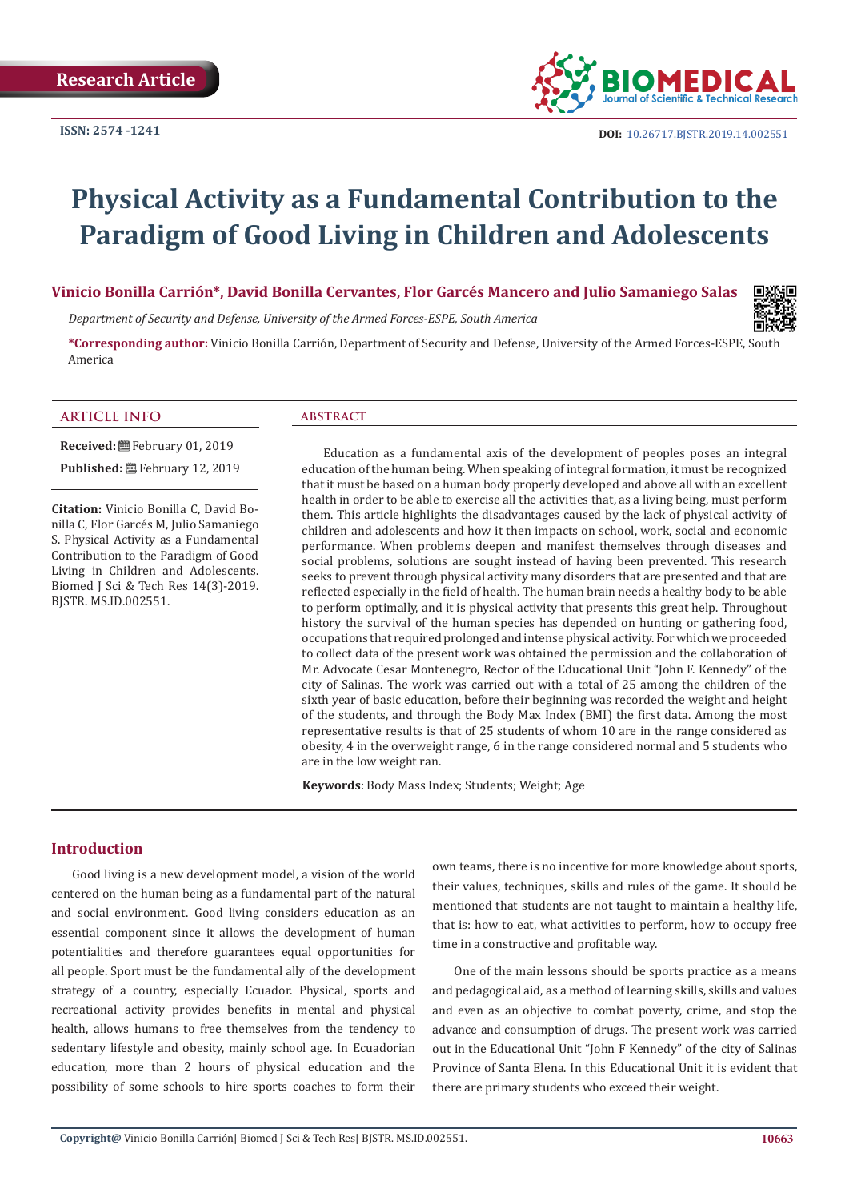Research Article

ISSN: 2574 -1241

DOI: 10.26717.BJSTR.2019.14.002551

# Physical Activity as a Fundamental Contribution to the Paradigm of Good Living in Children and Adolescents

**Vinicio Bonilla Carrión*, David Bonilla Cervantes, Flor Garcés Mancero and Julio Samaniego Salas**

*Department of Security and Defense, University of the Armed Forces-ESPE, South America*

**\*Corresponding author:** Vinicio Bonilla Carrión, Department of Security and Defense, University of the Armed Forces-ESPE, South America

## ARTICLE INFO

**Received:** February 01, 2019

**Published:** February 12, 2019

**Citation:** Vinicio Bonilla C, David Bonilla C, Flor Garcés M, Julio Samaniego S. Physical Activity as a Fundamental Contribution to the Paradigm of Good Living in Children and Adolescents. Biomed J Sci & Tech Res 14(3)-2019. BJSTR. MS.ID.002551.

## ABSTRACT

Education as a fundamental axis of the development of peoples poses an integral education of the human being. When speaking of integral formation, it must be recognized that it must be based on a human body properly developed and above all with an excellent health in order to be able to exercise all the activities that, as a living being, must perform them. This article highlights the disadvantages caused by the lack of physical activity of children and adolescents and how it then impacts on school, work, social and economic performance. When problems deepen and manifest themselves through diseases and social problems, solutions are sought instead of having been prevented. This research seeks to prevent through physical activity many disorders that are presented and that are reflected especially in the field of health. The human brain needs a healthy body to be able to perform optimally, and it is physical activity that presents this great help. Throughout history the survival of the human species has depended on hunting or gathering food, occupations that required prolonged and intense physical activity. For which we proceeded to collect data of the present work was obtained the permission and the collaboration of Mr. Advocate Cesar Montenegro, Rector of the Educational Unit "John F. Kennedy" of the city of Salinas. The work was carried out with a total of 25 among the children of the sixth year of basic education, before their beginning was recorded the weight and height of the students, and through the Body Max Index (BMI) the first data. Among the most representative results is that of 25 students of whom 10 are in the range considered as obesity, 4 in the overweight range, 6 in the range considered normal and 5 students who are in the low weight ran.

**Keywords**: Body Mass Index; Students; Weight; Age

## Introduction

Good living is a new development model, a vision of the world centered on the human being as a fundamental part of the natural and social environment. Good living considers education as an essential component since it allows the development of human potentialities and therefore guarantees equal opportunities for all people. Sport must be the fundamental ally of the development strategy of a country, especially Ecuador. Physical, sports and recreational activity provides benefits in mental and physical health, allows humans to free themselves from the tendency to sedentary lifestyle and obesity, mainly school age. In Ecuadorian education, more than 2 hours of physical education and the possibility of some schools to hire sports coaches to form their own teams, there is no incentive for more knowledge about sports, their values, techniques, skills and rules of the game. It should be mentioned that students are not taught to maintain a healthy life, that is: how to eat, what activities to perform, how to occupy free time in a constructive and profitable way.

One of the main lessons should be sports practice as a means and pedagogical aid, as a method of learning skills, skills and values and even as an objective to combat poverty, crime, and stop the advance and consumption of drugs. The present work was carried out in the Educational Unit "John F Kennedy" of the city of Salinas Province of Santa Elena. In this Educational Unit it is evident that there are primary students who exceed their weight.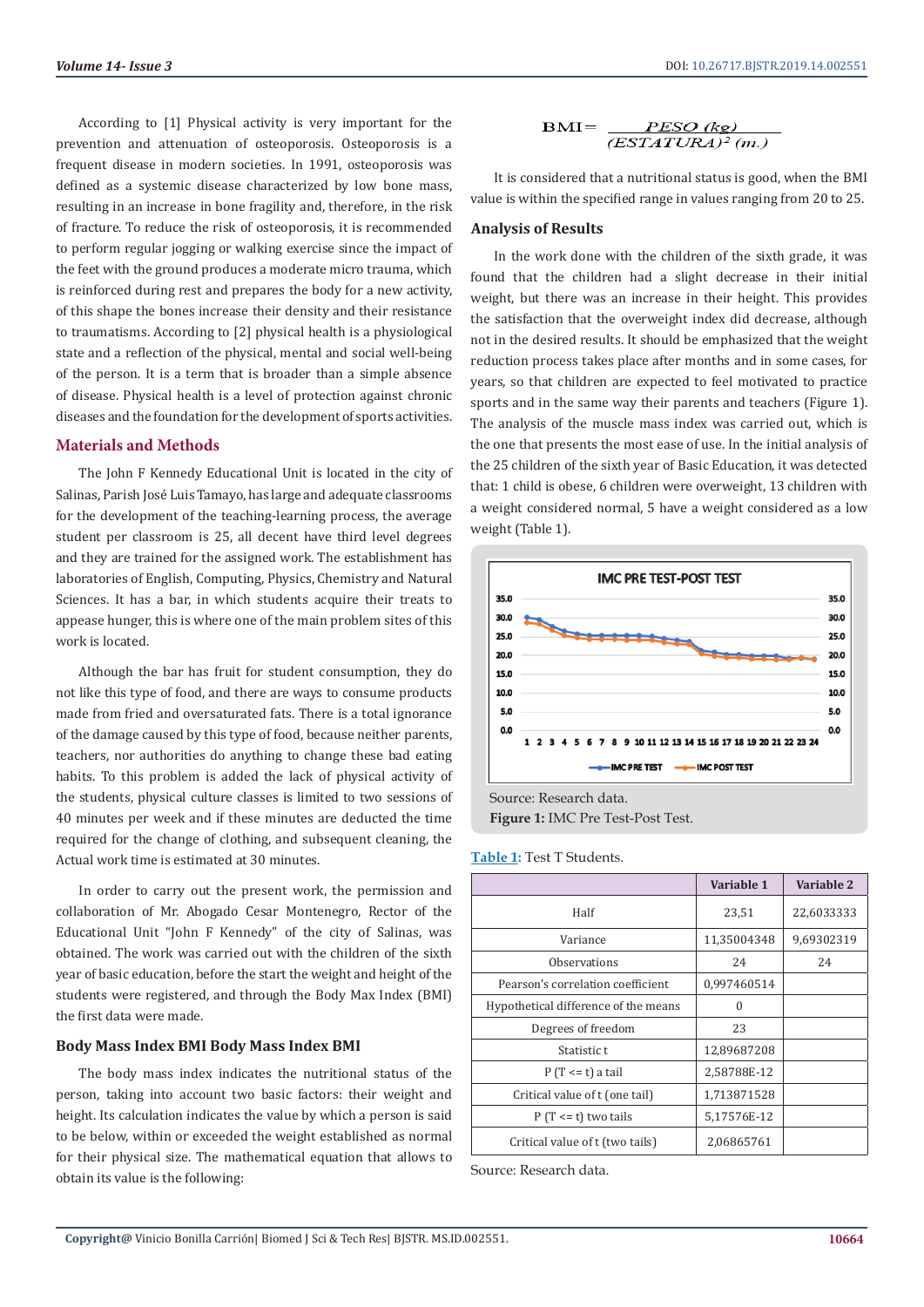According to [1] Physical activity is very important for the prevention and attenuation of osteoporosis. Osteoporosis is a frequent disease in modern societies. In 1991, osteoporosis was defined as a systemic disease characterized by low bone mass, resulting in an increase in bone fragility and, therefore, in the risk of fracture. To reduce the risk of osteoporosis, it is recommended to perform regular jogging or walking exercise since the impact of the feet with the ground produces a moderate micro trauma, which is reinforced during rest and prepares the body for a new activity, of this shape the bones increase their density and their resistance to traumatisms. According to [2] physical health is a physiological state and a reflection of the physical, mental and social well-being of the person. It is a term that is broader than a simple absence of disease. Physical health is a level of protection against chronic diseases and the foundation for the development of sports activities.

## Materials and Methods

The John F Kennedy Educational Unit is located in the city of Salinas, Parish José Luis Tamayo, has large and adequate classrooms for the development of the teaching-learning process, the average student per classroom is 25, all decent have third level degrees and they are trained for the assigned work. The establishment has laboratories of English, Computing, Physics, Chemistry and Natural Sciences. It has a bar, in which students acquire their treats to appease hunger, this is where one of the main problem sites of this work is located.

Although the bar has fruit for student consumption, they do not like this type of food, and there are ways to consume products made from fried and oversaturated fats. There is a total ignorance of the damage caused by this type of food, because neither parents, teachers, nor authorities do anything to change these bad eating habits. To this problem is added the lack of physical activity of the students, physical culture classes is limited to two sessions of 40 minutes per week and if these minutes are deducted the time required for the change of clothing, and subsequent cleaning, the Actual work time is estimated at 30 minutes.

In order to carry out the present work, the permission and collaboration of Mr. Abogado Cesar Montenegro, Rector of the Educational Unit "John F Kennedy" of the city of Salinas, was obtained. The work was carried out with the children of the sixth year of basic education, before the start the weight and height of the students were registered, and through the Body Max Index (BMI) the first data were made.

### Body Mass Index BMI Body Mass Index BMI

The body mass index indicates the nutritional status of the person, taking into account two basic factors: their weight and height. Its calculation indicates the value by which a person is said to be below, within or exceeded the weight established as normal for their physical size. The mathematical equation that allows to obtain its value is the following:

$$\text{BMI} = \frac{PESO\ (kg)}{(ESTATURA)^2\ (m.)}$$

It is considered that a nutritional status is good, when the BMI value is within the specified range in values ranging from 20 to 25.

### Analysis of Results

In the work done with the children of the sixth grade, it was found that the children had a slight decrease in their initial weight, but there was an increase in their height. This provides the satisfaction that the overweight index did decrease, although not in the desired results. It should be emphasized that the weight reduction process takes place after months and in some cases, for years, so that children are expected to feel motivated to practice sports and in the same way their parents and teachers (Figure 1). The analysis of the muscle mass index was carried out, which is the one that presents the most ease of use. In the initial analysis of the 25 children of the sixth year of Basic Education, it was detected that: 1 child is obese, 6 children were overweight, 13 children with a weight considered normal, 5 have a weight considered as a low weight (Table 1).

Source: Research data.

**Figure 1:** IMC Pre Test-Post Test.

**Table 1:** Test T Students.

| | Variable 1 | Variable 2 |
|---|---|---|
| Half | 23,51 | 22,6033333 |
| Variance | 11,35004348 | 9,69302319 |
| Observations | 24 | 24 |
| Pearson's correlation coefficient | 0,997460514 | |
| Hypothetical difference of the means | 0 | |
| Degrees of freedom | 23 | |
| Statistic t | 12,89687208 | |
| P (T <= t) a tail | 2,58788E-12 | |
| Critical value of t (one tail) | 1,713871528 | |
| P (T <= t) two tails | 5,17576E-12 | |
| Critical value of t (two tails) | 2,06865761 | |

Source: Research data.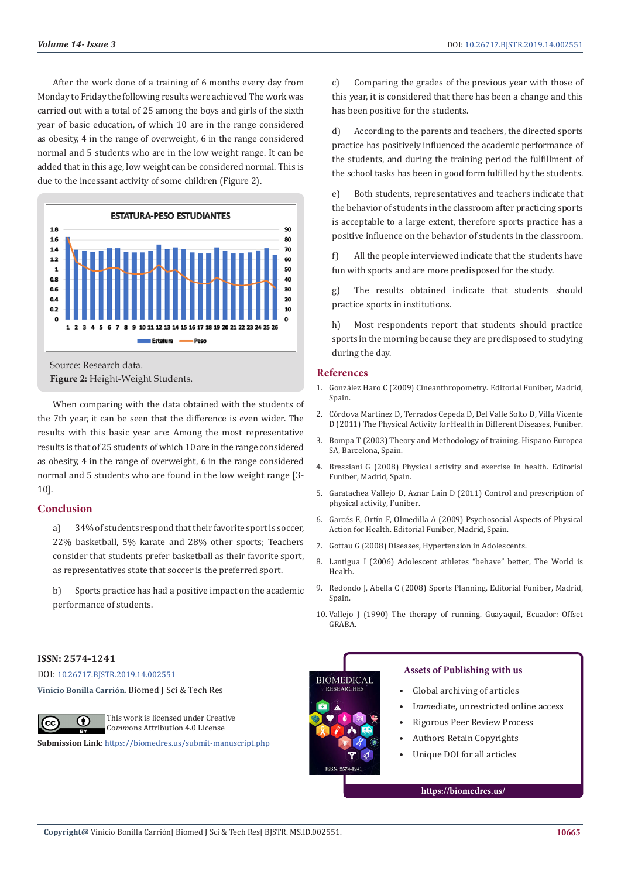After the work done of a training of 6 months every day from Monday to Friday the following results were achieved The work was carried out with a total of 25 among the boys and girls of the sixth year of basic education, of which 10 are in the range considered as obesity, 4 in the range of overweight, 6 in the range considered normal and 5 students who are in the low weight range. It can be added that in this age, low weight can be considered normal. This is due to the incessant activity of some children (Figure 2).

ESTATURA-PESO ESTUDIANTES

1.8
1.6
1.4
1.2
1
0.8
0.6
0.4
0.2
0

90
80
70
60
50
40
30
20
10
0

1 2 3 4 5 6 7 8 9 10 11 12 13 14 15 16 17 18 19 20 21 22 23 24 25 26

Estatura — Peso

Source: Research data.

**Figure 2:** Height-Weight Students.

When comparing with the data obtained with the students of the 7th year, it can be seen that the difference is even wider. The results with this basic year are: Among the most representative results is that of 25 students of which 10 are in the range considered as obesity, 4 in the range of overweight, 6 in the range considered normal and 5 students who are found in the low weight range [3-10].

## Conclusion

a) 34% of students respond that their favorite sport is soccer, 22% basketball, 5% karate and 28% other sports; Teachers consider that students prefer basketball as their favorite sport, as representatives state that soccer is the preferred sport.

b) Sports practice has had a positive impact on the academic performance of students.

c) Comparing the grades of the previous year with those of this year, it is considered that there has been a change and this has been positive for the students.

d) According to the parents and teachers, the directed sports practice has positively influenced the academic performance of the students, and during the training period the fulfillment of the school tasks has been in good form fulfilled by the students.

e) Both students, representatives and teachers indicate that the behavior of students in the classroom after practicing sports is acceptable to a large extent, therefore sports practice has a positive influence on the behavior of students in the classroom.

f) All the people interviewed indicate that the students have fun with sports and are more predisposed for the study.

g) The results obtained indicate that students should practice sports in institutions.

h) Most respondents report that students should practice sports in the morning because they are predisposed to studying during the day.

## References

1. González Haro C (2009) Cineanthropometry. Editorial Funiber, Madrid, Spain.
2. Córdova Martínez D, Terrados Cepeda D, Del Valle Solto D, Villa Vicente D (2011) The Physical Activity for Health in Different Diseases, Funiber.
3. Bompa T (2003) Theory and Methodology of training. Hispano Europea SA, Barcelona, Spain.
4. Bressiani G (2008) Physical activity and exercise in health. Editorial Funiber, Madrid, Spain.
5. Garatachea Vallejo D, Aznar Laín D (2011) Control and prescription of physical activity, Funiber.
6. Garcés E, Ortín F, Olmedilla A (2009) Psychosocial Aspects of Physical Action for Health. Editorial Funiber, Madrid, Spain.
7. Gottau G (2008) Diseases, Hypertension in Adolescents.
8. Lantigua I (2006) Adolescent athletes "behave" better, The World is Health.
9. Redondo J, Abella C (2008) Sports Planning. Editorial Funiber, Madrid, Spain.
10. Vallejo J (1990) The therapy of running. Guayaquil, Ecuador: Offset GRABA.

**ISSN: 2574-1241**

DOI: 10.26717.BJSTR.2019.14.002551

**Vinicio Bonilla Carrión.** Biomed J Sci & Tech Res

This work is licensed under Creative Commons Attribution 4.0 License

**Submission Link**: https://biomedres.us/submit-manuscript.php

**Assets of Publishing with us**

- Global archiving of articles
- Immediate, unrestricted online access
- Rigorous Peer Review Process
- Authors Retain Copyrights
- Unique DOI for all articles

**https://biomedres.us/**